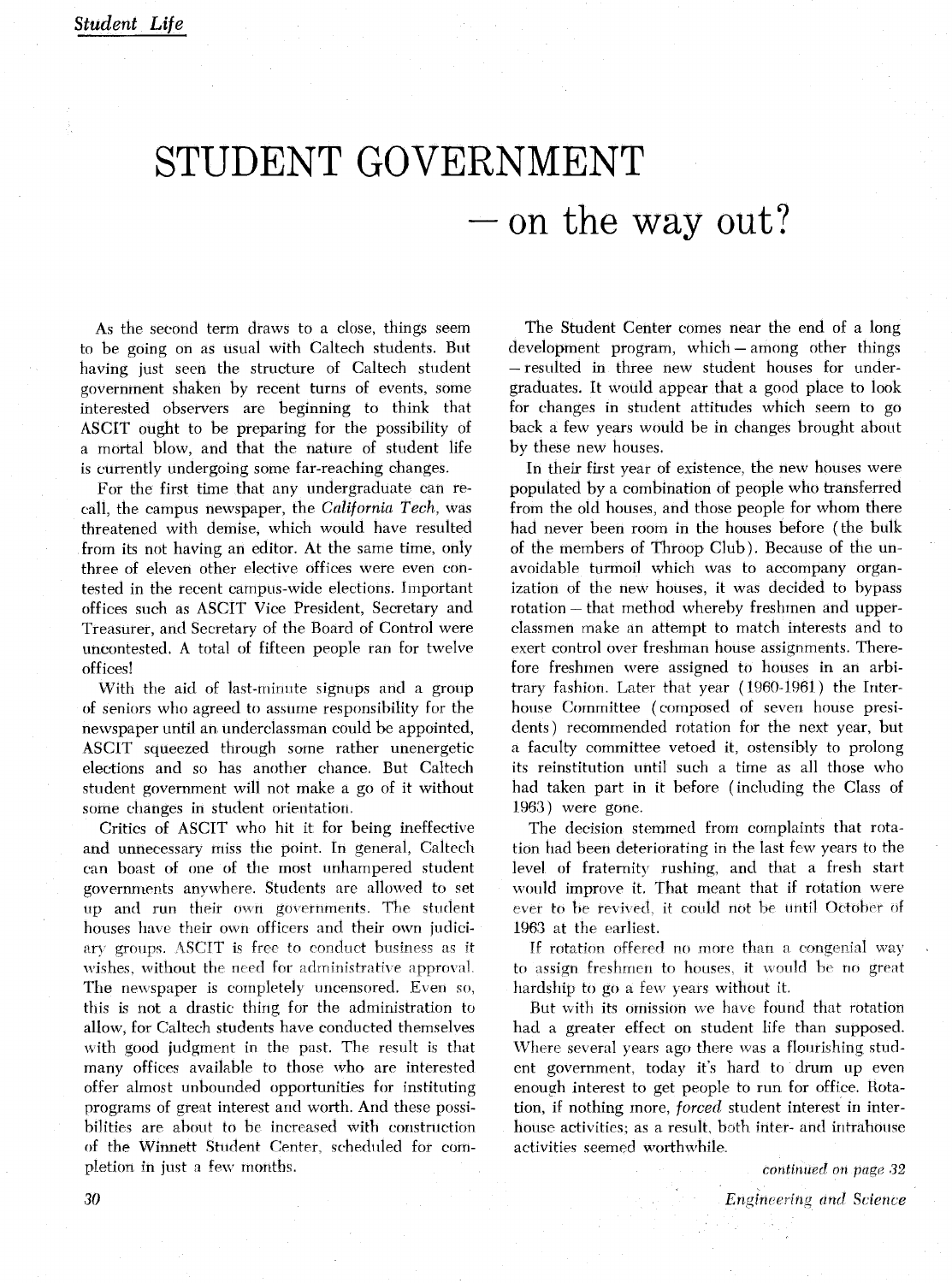# STUDENT GOVERNMENT

# — on the way out?

As the second term draws to a close, things seem to be going on as usual with Caltech students. But having just seen the structure of Caltech student government shaken by recent turns of events, some interested observers are beginning to think that ASCIT ought to be preparing for the possibility of a mortal blow, and that the nature of student life is currently undergoing some far-reaching changes.

For the first time that any undergraduate can recall, the campus newspaper, the *California Tech*, was threatened with demise, which would have resulted from its not having an editor. At the same time, only three of eleven other elective offices were even contested in the recent campus-wide elections. Important offices such as ASCIT Vice President, Secretary and Treasurer, and Secretary of the Board of Control were uncontested. A total of fifteen people ran for twelve offices!

With the aid of last-minute signups and a group of seniors who agreed to assume responsibility for the newspaper until an underclassman could be appointed, ASCIT squeezed through some rather unenergetic elections and so has another chance. But Caltech student government will not make a go of it without some changes in student orientation.

Critics of ASCIT who hit it for being ineffective and unnecessary miss the point. In general, Caltech can boast of one of the most unhampered student governments anywhere. Students are allowed to set up and run their own governments. The student houses have their own officers and their own judiciary groups. ASCIT is free to conduct business as it wishes, without the need for administrative approval. The newspaper is completely uncensored. Even so, this is not a drastic thing for the administration to allow, for Caltech students have conducted themselves with good judgment in the past. The result is that many offices available to those who are interested offer almost unbounded opportunities for instituting programs of great interest and worth. And these possibilities are about to be increased with construction of the Winnett Student Center, scheduled for completion in just a few months.

The Student Center comes near the end of a long development program, which — among other things — resulted in three new student houses for undergraduates. It would appear that a good place to look for changes in student attitudes which seem to go back a few years would be in changes brought about by these new houses.

In their first year of existence, the new houses were populated by a combination of people who transferred from the old houses, and those people for whom there had never been room in the houses before (the bulk of the members of Throop Club). Because of the unavoidable turmoil which was to accompany organization of the new houses, it was decided to bypass rotation — that method whereby freshmen and upperclassmen make an attempt to match interests and to exert control over freshman house assignments. Therefore freshmen were assigned to houses in an arbitrary fashion. Later that year (1960-1961) the Interhouse Committee (composed of seven house presidents) recommended rotation for the next year, but a faculty committee vetoed it, ostensibly to prolong its reinstitution until such a time as all those who had taken part in it before (including the Class of 1963) were gone.

The decision stemmed from complaints that rotation had been deteriorating in the last few years to the level of fraternity rushing, and that a fresh start would improve it. That meant that if rotation were ever to be revived, it could not be until October of 1963 at the earliest.

If rotation offered no more than a congenial way to assign freshmen to houses, it would be no great hardship to go a few years without it.

But with its omission we have found that rotation had a greater effect on student life than supposed. Where several years ago there was a flourishing student government, today it's hard to drum up even enough interest to get people to run for office. Rotation, if nothing more, *forced* student interest in interhouse activities; as a result, both inter- and intrahouse activities seemed worthwhile.

*continued on page 32*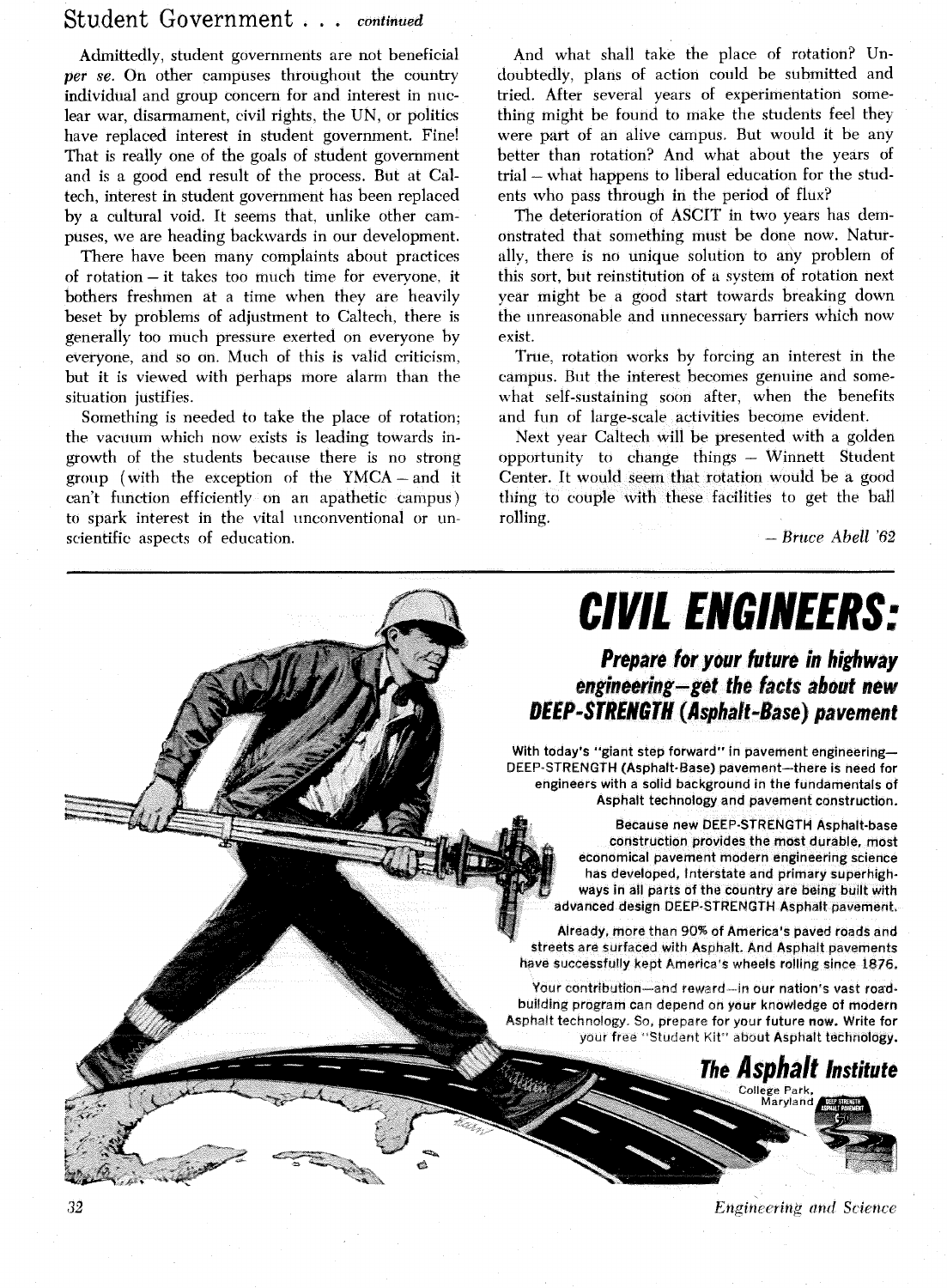## Student Government . . . *continued*

Admittedly, student governments are not beneficial *per se.* On other campuses throughout the country individual and group concern for and interest in nuclear war, disarmament, civil rights, the UN, or politics have replaced interest in student government. Fine! That is really one of the goals of student government and is a good end result of the process. But at Caltech, interest in student government has been replaced by a cultural void. It seems that, unlike other campuses, we are heading backwards in our development.

There have been many complaints about practices of rotation – it takes too much time for everyone, it bothers freshmen at a time when they are heavily beset by problems of adjustment to Caltech, there is generally too much pressure exerted on everyone by everyone, and so on. Much of this is valid criticism, but it is viewed with perhaps more alarm than the situation justifies.

Something is needed to take the place of rotation; the vacuum which now exists is leading towards ingrowth of the students because there is no strong group (with the exception of the YMCA – and it can't function efficiently on an apathetic campus) to spark interest in the vital unconventional or unscientific aspects of education.

And what shall take the place of rotation? Undoubtedly, plans of action could be submitted and tried. After several years of experimentation something might be found to make the students feel they were part of an alive campus. But would it be any better than rotation? And what about the years of trial – what happens to liberal education for the students who pass through in the period of flux?

The deterioration of ASCIT in two years has demonstrated that something must be done now. Naturally, there is no unique solution to any problem of this sort, but reinstitution of a system of rotation next year might be a good start towards breaking down the unreasonable and unnecessary barriers which now exist.

True, rotation works by forcing an interest in the campus. But the interest becomes genuine and somewhat self-sustaining soon after, when the benefits and fun of large-scale activities become evident.

Next year Caltech will be presented with a golden opportunity to change things – Winnett Student Center. It would seem that rotation would be a good thing to couple with these facilities to get the ball rolling.

*– Bruce Abell '62*

---

# CIVIL ENGINEERS:

***Prepare for your future in highway engineering—get the facts about new DEEP-STRENGTH (Asphalt-Base) pavement***

With today's "giant step forward" in pavement engineering—DEEP-STRENGTH (Asphalt-Base) pavement—there is need for engineers with a solid background in the fundamentals of Asphalt technology and pavement construction.

Because new DEEP-STRENGTH Asphalt-base construction provides the most durable, most economical pavement modern engineering science has developed, Interstate and primary superhighways in all parts of the country are being built with advanced design DEEP-STRENGTH Asphalt pavement.

Already, more than 90% of America's paved roads and streets are surfaced with Asphalt. And Asphalt pavements have successfully kept America's wheels rolling since 1876.

Your contribution—and reward—in our nation's vast road-building program can depend on your knowledge of modern Asphalt technology. So, prepare for your future now. Write for your free "Student Kit" about Asphalt technology.

**The Asphalt Institute**
College Park, Maryland